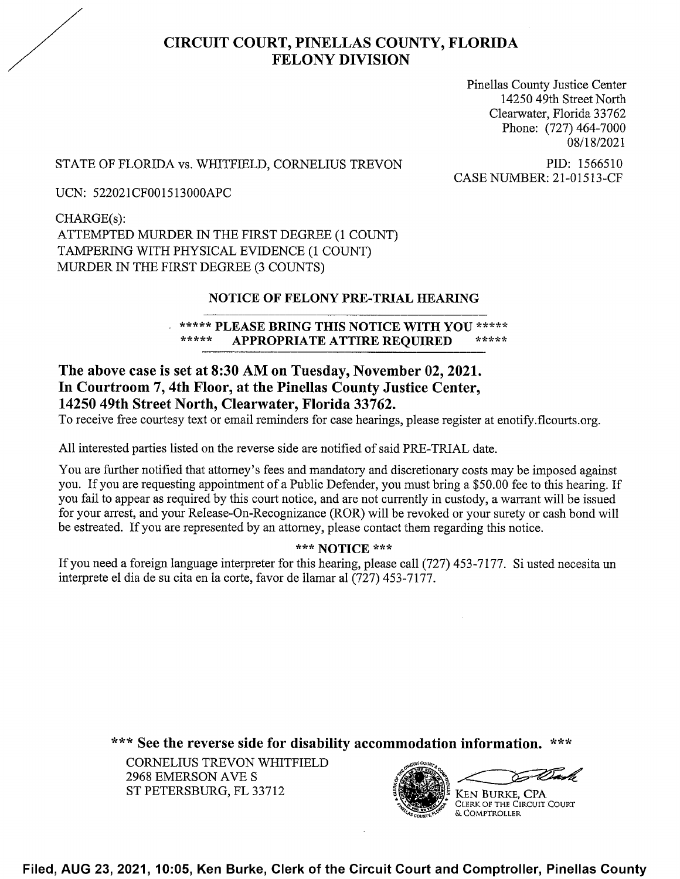# CIRCUIT COURT, PINELLAS COUNTY, FLORIDA
# FELONY DIVISION

Pinellas County Justice Center
14250 49th Street North
Clearwater, Florida 33762
Phone: (727) 464-7000
08/18/2021

STATE OF FLORIDA vs. WHITFIELD, CORNELIUS TREVON

PID: 1566510
CASE NUMBER: 21-01513-CF

UCN: 522021CF001513000APC

CHARGE(s):
ATTEMPTED MURDER IN THE FIRST DEGREE (1 COUNT)
TAMPERING WITH PHYSICAL EVIDENCE (1 COUNT)
MURDER IN THE FIRST DEGREE (3 COUNTS)

## NOTICE OF FELONY PRE-TRIAL HEARING

**\*\*\*\*\* PLEASE BRING THIS NOTICE WITH YOU \*\*\*\*\***
**\*\*\*\*\* APPROPRIATE ATTIRE REQUIRED \*\*\*\*\***

**The above case is set at 8:30 AM on Tuesday, November 02, 2021.**
**In Courtroom 7, 4th Floor, at the Pinellas County Justice Center,**
**14250 49th Street North, Clearwater, Florida 33762.**

To receive free courtesy text or email reminders for case hearings, please register at enotify.flcourts.org.

All interested parties listed on the reverse side are notified of said PRE-TRIAL date.

You are further notified that attorney's fees and mandatory and discretionary costs may be imposed against you. If you are requesting appointment of a Public Defender, you must bring a $50.00 fee to this hearing. If you fail to appear as required by this court notice, and are not currently in custody, a warrant will be issued for your arrest, and your Release-On-Recognizance (ROR) will be revoked or your surety or cash bond will be estreated. If you are represented by an attorney, please contact them regarding this notice.

**\*\*\* NOTICE \*\*\***

If you need a foreign language interpreter for this hearing, please call (727) 453-7177. Si usted necesita un interprete el dia de su cita en la corte, favor de llamar al (727) 453-7177.

**\*\*\* See the reverse side for disability accommodation information. \*\*\***

CORNELIUS TREVON WHITFIELD
2968 EMERSON AVE S
ST PETERSBURG, FL 33712

KEN BURKE, CPA
CLERK OF THE CIRCUIT COURT
& COMPTROLLER

Filed, AUG 23, 2021, 10:05, Ken Burke, Clerk of the Circuit Court and Comptroller, Pinellas County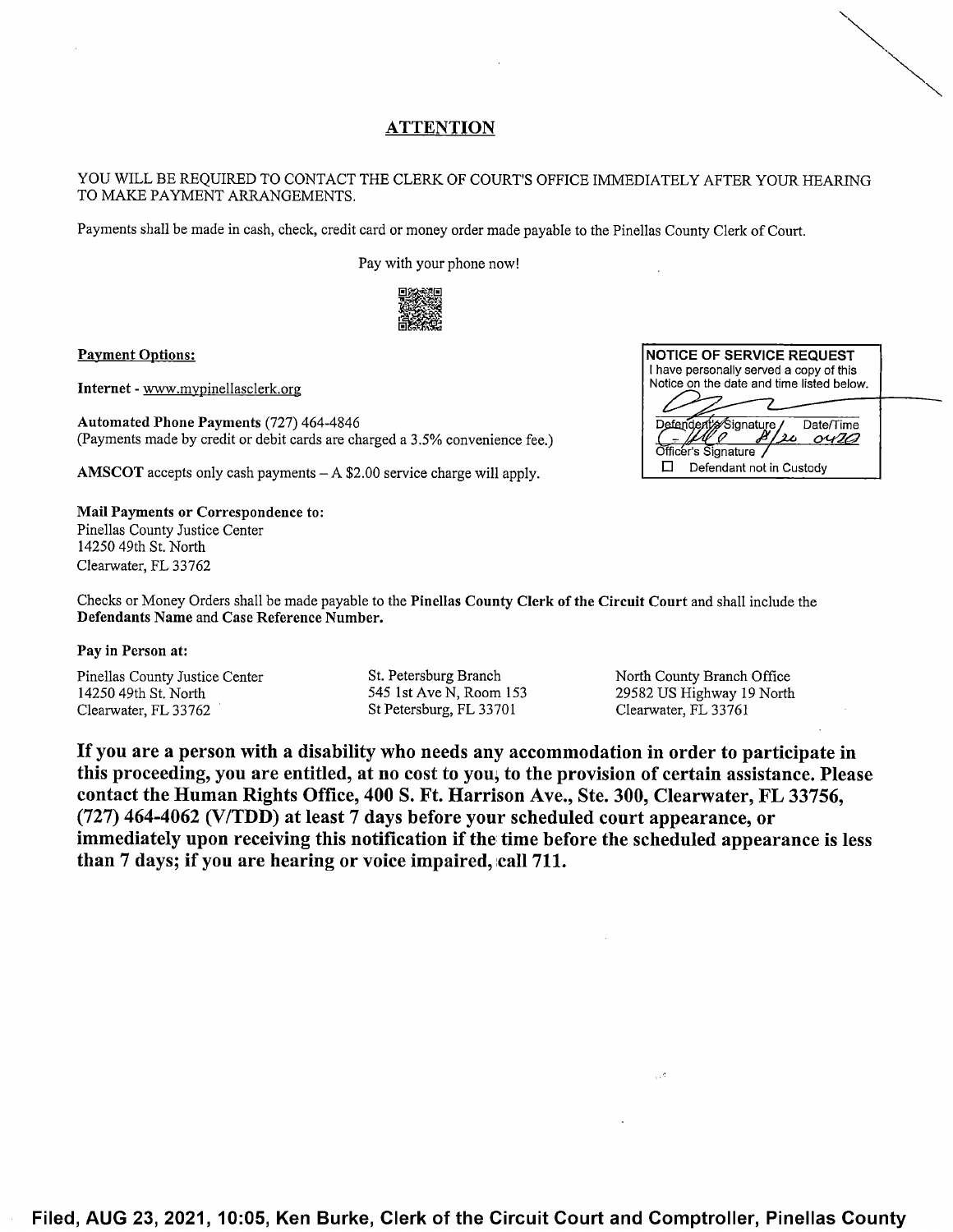## ATTENTION

YOU WILL BE REQUIRED TO CONTACT THE CLERK OF COURT'S OFFICE IMMEDIATELY AFTER YOUR HEARING TO MAKE PAYMENT ARRANGEMENTS.

Payments shall be made in cash, check, credit card or money order made payable to the Pinellas County Clerk of Court.

Pay with your phone now!

**Payment Options:**

**Internet** - www.mypinellasclerk.org

**Automated Phone Payments** (727) 464-4846
(Payments made by credit or debit cards are charged a 3.5% convenience fee.)

**AMSCOT** accepts only cash payments – A $2.00 service charge will apply.

| NOTICE OF SERVICE REQUEST |
|---|
| I have personally served a copy of this Notice on the date and time listed below. |
| Defendant's Signature / Date/Time |
| 8/20 0420 |
| Officer's Signature / |
| ☐ Defendant not in Custody |

**Mail Payments or Correspondence to:**
Pinellas County Justice Center
14250 49th St. North
Clearwater, FL 33762

Checks or Money Orders shall be made payable to the **Pinellas County Clerk of the Circuit Court** and shall include the **Defendants Name** and **Case Reference Number.**

**Pay in Person at:**

Pinellas County Justice Center
14250 49th St. North
Clearwater, FL 33762

St. Petersburg Branch
545 1st Ave N, Room 153
St Petersburg, FL 33701

North County Branch Office
29582 US Highway 19 North
Clearwater, FL 33761

**If you are a person with a disability who needs any accommodation in order to participate in this proceeding, you are entitled, at no cost to you, to the provision of certain assistance. Please contact the Human Rights Office, 400 S. Ft. Harrison Ave., Ste. 300, Clearwater, FL 33756, (727) 464-4062 (V/TDD) at least 7 days before your scheduled court appearance, or immediately upon receiving this notification if the time before the scheduled appearance is less than 7 days; if you are hearing or voice impaired, call 711.**

Filed, AUG 23, 2021, 10:05, Ken Burke, Clerk of the Circuit Court and Comptroller, Pinellas County